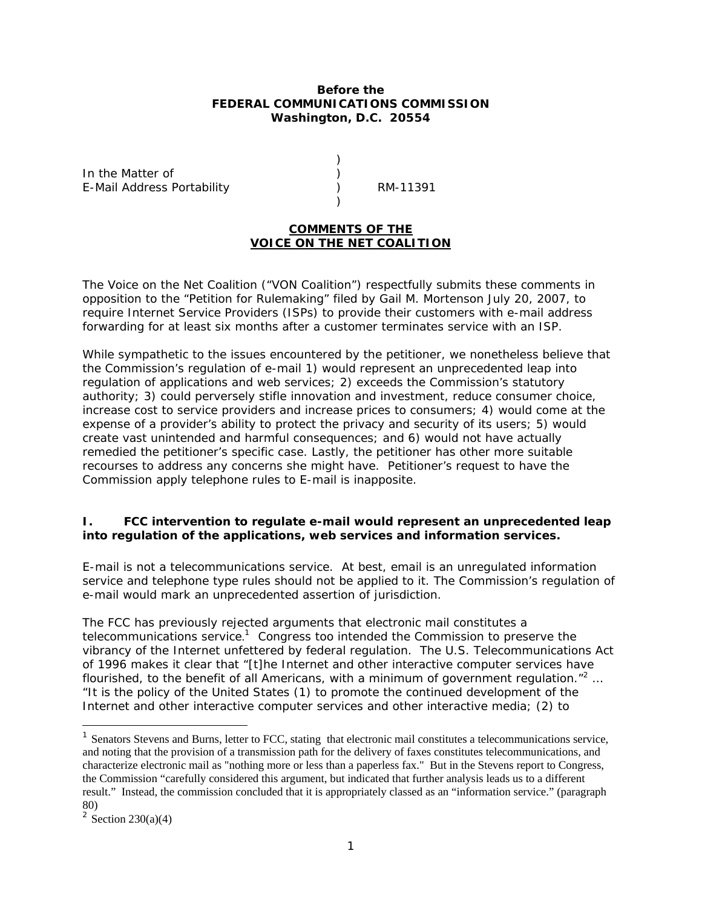**Before the**
**FEDERAL COMMUNICATIONS COMMISSION**
**Washington, D.C. 20554**

In the Matter of
E-Mail Address Portability — RM-11391

## COMMENTS OF THE VOICE ON THE NET COALITION

The Voice on the Net Coalition ("VON Coalition") respectfully submits these comments in opposition to the "Petition for Rulemaking" filed by Gail M. Mortenson July 20, 2007, to require Internet Service Providers (ISPs) to provide their customers with e-mail address forwarding for at least six months after a customer terminates service with an ISP.

While sympathetic to the issues encountered by the petitioner, we nonetheless believe that the Commission's regulation of e-mail 1) would represent an unprecedented leap into regulation of applications and web services; 2) exceeds the Commission's statutory authority; 3) could perversely stifle innovation and investment, reduce consumer choice, increase cost to service providers and increase prices to consumers; 4) would come at the expense of a provider's ability to protect the privacy and security of its users; 5) would create vast unintended and harmful consequences; and 6) would not have actually remedied the petitioner's specific case. Lastly, the petitioner has other more suitable recourses to address any concerns she might have. Petitioner's request to have the Commission apply telephone rules to E-mail is inapposite.

### I. FCC intervention to regulate e-mail would represent an unprecedented leap into regulation of the applications, web services and information services.

E-mail is not a telecommunications service. At best, email is an unregulated information service and telephone type rules should not be applied to it. The Commission's regulation of e-mail would mark an unprecedented assertion of jurisdiction.

The FCC has previously rejected arguments that electronic mail constitutes a telecommunications service.[1] Congress too intended the Commission to preserve the vibrancy of the Internet unfettered by federal regulation. The U.S. Telecommunications Act of 1996 makes it clear that "[t]he Internet and other interactive computer services have flourished, to the benefit of all Americans, with a minimum of government regulation."[2] … "It is the policy of the United States (1) to promote the continued development of the Internet and other interactive computer services and other interactive media; (2) to

---

[1] Senators Stevens and Burns, letter to FCC, stating that electronic mail constitutes a telecommunications service, and noting that the provision of a transmission path for the delivery of faxes constitutes telecommunications, and characterize electronic mail as "nothing more or less than a paperless fax." But in the Stevens report to Congress, the Commission "carefully considered this argument, but indicated that further analysis leads us to a different result." Instead, the commission concluded that it is appropriately classed as an "information service." (paragraph 80)

[2] Section 230(a)(4)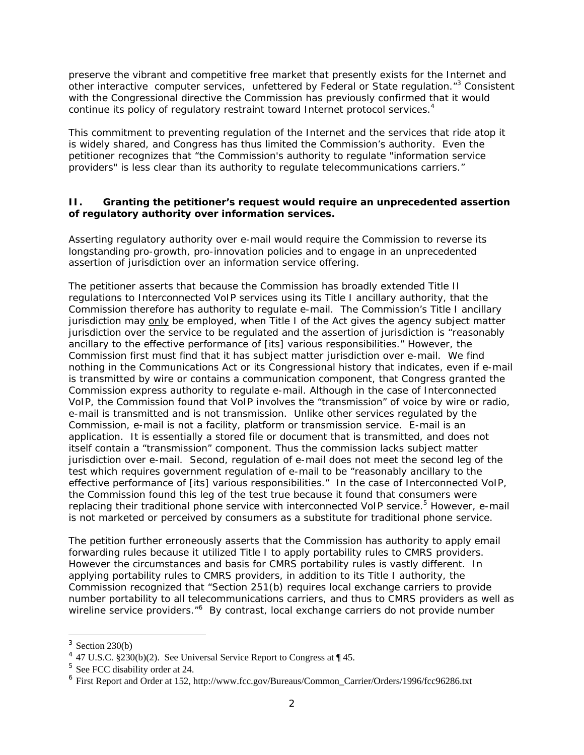preserve the vibrant and competitive free market that presently exists for the Internet and other interactive computer services, unfettered by Federal or State regulation."[3] Consistent with the Congressional directive the Commission has previously confirmed that it would continue its policy of regulatory restraint toward Internet protocol services.[4]

This commitment to preventing regulation of the Internet and the services that ride atop it is widely shared, and Congress has thus limited the Commission's authority. Even the petitioner recognizes that "the Commission's authority to regulate "information service providers" is less clear than its authority to regulate telecommunications carriers."

### II. Granting the petitioner's request would require an unprecedented assertion of regulatory authority over information services.

Asserting regulatory authority over e-mail would require the Commission to reverse its longstanding pro-growth, pro-innovation policies and to engage in an unprecedented assertion of jurisdiction over an information service offering.

The petitioner asserts that because the Commission has broadly extended Title II regulations to Interconnected VoIP services using its Title I ancillary authority, that the Commission therefore has authority to regulate e-mail. The Commission's Title I ancillary jurisdiction may only be employed, when Title I of the Act gives the agency subject matter jurisdiction over the service to be regulated and the assertion of jurisdiction is "reasonably ancillary to the effective performance of [its] various responsibilities." However, the Commission first must find that it has subject matter jurisdiction over e-mail. We find nothing in the Communications Act or its Congressional history that indicates, even if e-mail is transmitted by wire or contains a communication component, that Congress granted the Commission express authority to regulate e-mail. Although in the case of Interconnected VoIP, the Commission found that VoIP involves the "transmission" of voice by wire or radio, e-mail is transmitted and is not transmission. Unlike other services regulated by the Commission, e-mail is not a facility, platform or transmission service. E-mail is an application. It is essentially a stored file or document that is transmitted, and does not itself contain a "transmission" component. Thus the commission lacks subject matter jurisdiction over e-mail. Second, regulation of e-mail does not meet the second leg of the test which requires government regulation of e-mail to be "reasonably ancillary to the effective performance of [its] various responsibilities." In the case of Interconnected VoIP, the Commission found this leg of the test true because it found that consumers were replacing their traditional phone service with interconnected VoIP service.[5] However, e-mail is not marketed or perceived by consumers as a substitute for traditional phone service.

The petition further erroneously asserts that the Commission has authority to apply email forwarding rules because it utilized Title I to apply portability rules to CMRS providers. However the circumstances and basis for CMRS portability rules is vastly different. In applying portability rules to CMRS providers, in addition to its Title I authority, the Commission recognized that "Section 251(b) requires local exchange carriers to provide number portability to all telecommunications carriers, and thus to CMRS providers as well as wireline service providers."[6] By contrast, local exchange carriers do not provide number

---

[3] Section 230(b)

[4] 47 U.S.C. §230(b)(2). See Universal Service Report to Congress at ¶ 45.

[5] See FCC disability order at 24.

[6] First Report and Order at 152, http://www.fcc.gov/Bureaus/Common_Carrier/Orders/1996/fcc96286.txt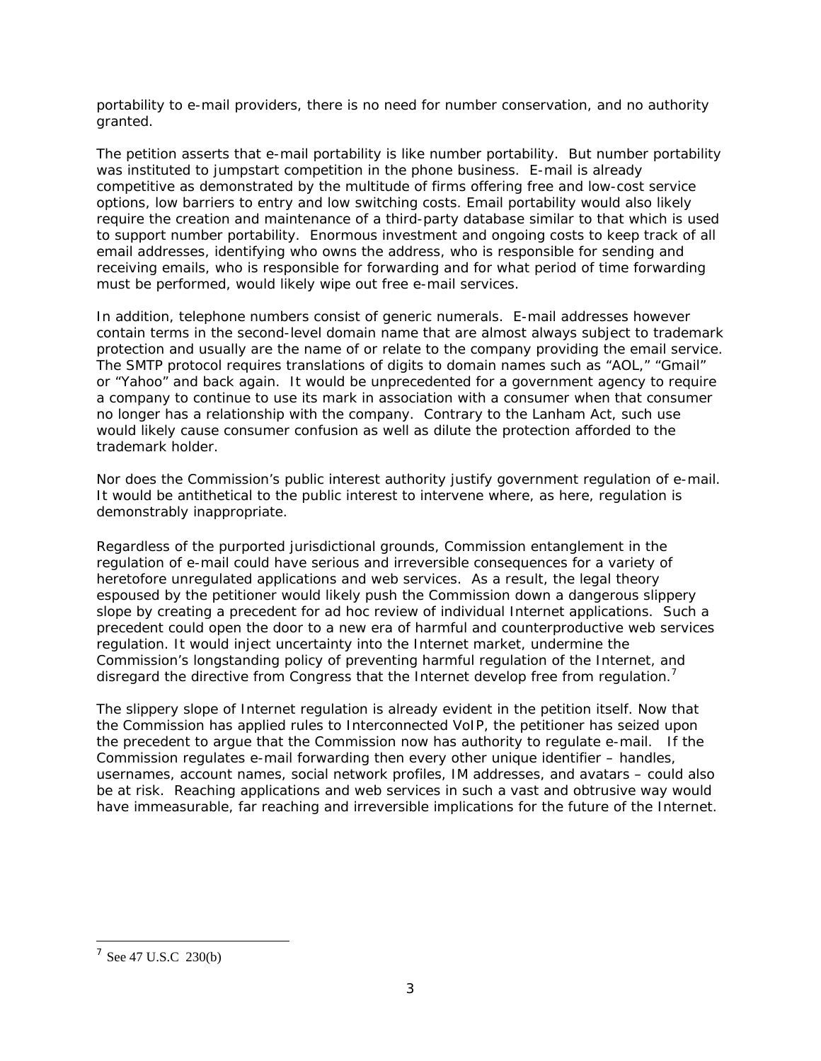portability to e-mail providers, there is no need for number conservation, and no authority granted.

The petition asserts that e-mail portability is like number portability. But number portability was instituted to jumpstart competition in the phone business. E-mail is already competitive as demonstrated by the multitude of firms offering free and low-cost service options, low barriers to entry and low switching costs. Email portability would also likely require the creation and maintenance of a third-party database similar to that which is used to support number portability. Enormous investment and ongoing costs to keep track of all email addresses, identifying who owns the address, who is responsible for sending and receiving emails, who is responsible for forwarding and for what period of time forwarding must be performed, would likely wipe out free e-mail services.

In addition, telephone numbers consist of generic numerals. E-mail addresses however contain terms in the second-level domain name that are almost always subject to trademark protection and usually are the name of or relate to the company providing the email service. The SMTP protocol requires translations of digits to domain names such as "AOL," "Gmail" or "Yahoo" and back again. It would be unprecedented for a government agency to require a company to continue to use its mark in association with a consumer when that consumer no longer has a relationship with the company. Contrary to the Lanham Act, such use would likely cause consumer confusion as well as dilute the protection afforded to the trademark holder.

Nor does the Commission's public interest authority justify government regulation of e-mail. It would be antithetical to the public interest to intervene where, as here, regulation is demonstrably inappropriate.

Regardless of the purported jurisdictional grounds, Commission entanglement in the regulation of e-mail could have serious and irreversible consequences for a variety of heretofore unregulated applications and web services. As a result, the legal theory espoused by the petitioner would likely push the Commission down a dangerous slippery slope by creating a precedent for ad hoc review of individual Internet applications. Such a precedent could open the door to a new era of harmful and counterproductive web services regulation. It would inject uncertainty into the Internet market, undermine the Commission's longstanding policy of preventing harmful regulation of the Internet, and disregard the directive from Congress that the Internet develop free from regulation.[7]

The slippery slope of Internet regulation is already evident in the petition itself. Now that the Commission has applied rules to Interconnected VoIP, the petitioner has seized upon the precedent to argue that the Commission now has authority to regulate e-mail. If the Commission regulates e-mail forwarding then every other unique identifier – handles, usernames, account names, social network profiles, IM addresses, and avatars – could also be at risk. Reaching applications and web services in such a vast and obtrusive way would have immeasurable, far reaching and irreversible implications for the future of the Internet.

---

[7] See 47 U.S.C 230(b)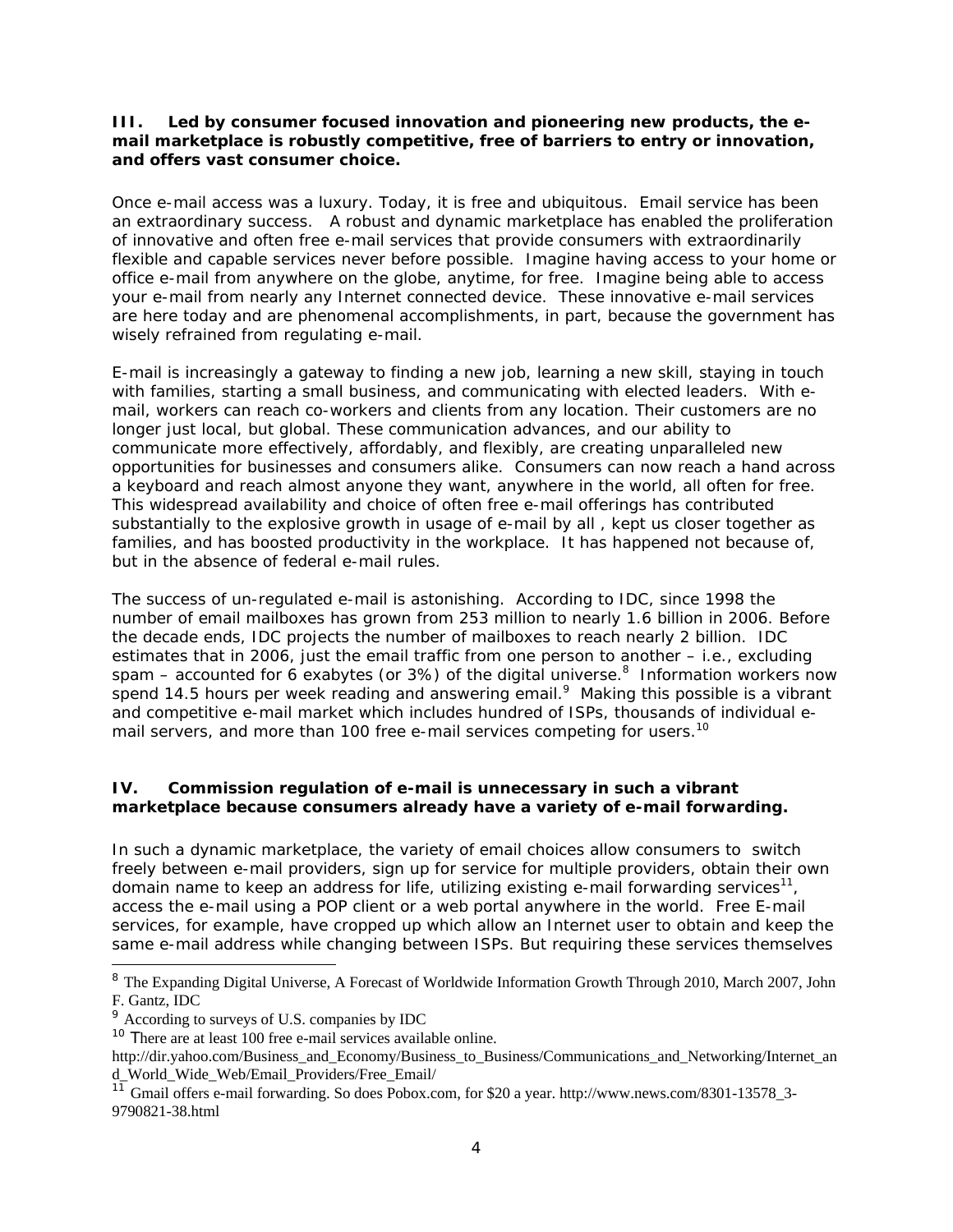**III. Led by consumer focused innovation and pioneering new products, the e-mail marketplace is robustly competitive, free of barriers to entry or innovation, and offers vast consumer choice.**

Once e-mail access was a luxury. Today, it is free and ubiquitous. Email service has been an extraordinary success. A robust and dynamic marketplace has enabled the proliferation of innovative and often free e-mail services that provide consumers with extraordinarily flexible and capable services never before possible. Imagine having access to your home or office e-mail from anywhere on the globe, anytime, for free. Imagine being able to access your e-mail from nearly any Internet connected device. These innovative e-mail services are here today and are phenomenal accomplishments, in part, because the government has wisely refrained from regulating e-mail.

E-mail is increasingly a gateway to finding a new job, learning a new skill, staying in touch with families, starting a small business, and communicating with elected leaders. With e-mail, workers can reach co-workers and clients from any location. Their customers are no longer just local, but global. These communication advances, and our ability to communicate more effectively, affordably, and flexibly, are creating unparalleled new opportunities for businesses and consumers alike. Consumers can now reach a hand across a keyboard and reach almost anyone they want, anywhere in the world, all often for free. This widespread availability and choice of often free e-mail offerings has contributed substantially to the explosive growth in usage of e-mail by all , kept us closer together as families, and has boosted productivity in the workplace. It has happened not because of, but in the absence of federal e-mail rules.

The success of un-regulated e-mail is astonishing. According to IDC, since 1998 the number of email mailboxes has grown from 253 million to nearly 1.6 billion in 2006. Before the decade ends, IDC projects the number of mailboxes to reach nearly 2 billion. IDC estimates that in 2006, just the email traffic from one person to another – i.e., excluding spam – accounted for 6 exabytes (or 3%) of the digital universe.[8] Information workers now spend 14.5 hours per week reading and answering email.[9] Making this possible is a vibrant and competitive e-mail market which includes hundred of ISPs, thousands of individual e-mail servers, and more than 100 free e-mail services competing for users.[10]

**IV. Commission regulation of e-mail is unnecessary in such a vibrant marketplace because consumers already have a variety of e-mail forwarding.**

In such a dynamic marketplace, the variety of email choices allow consumers to switch freely between e-mail providers, sign up for service for multiple providers, obtain their own domain name to keep an address for life, utilizing existing e-mail forwarding services[11], access the e-mail using a POP client or a web portal anywhere in the world. Free E-mail services, for example, have cropped up which allow an Internet user to obtain and keep the same e-mail address while changing between ISPs. But requiring these services themselves

[8] The Expanding Digital Universe, A Forecast of Worldwide Information Growth Through 2010, March 2007, John F. Gantz, IDC

[9] According to surveys of U.S. companies by IDC

[10] There are at least 100 free e-mail services available online. http://dir.yahoo.com/Business_and_Economy/Business_to_Business/Communications_and_Networking/Internet_and_World_Wide_Web/Email_Providers/Free_Email/

[11] Gmail offers e-mail forwarding. So does Pobox.com, for $20 a year. http://www.news.com/8301-13578_3-9790821-38.html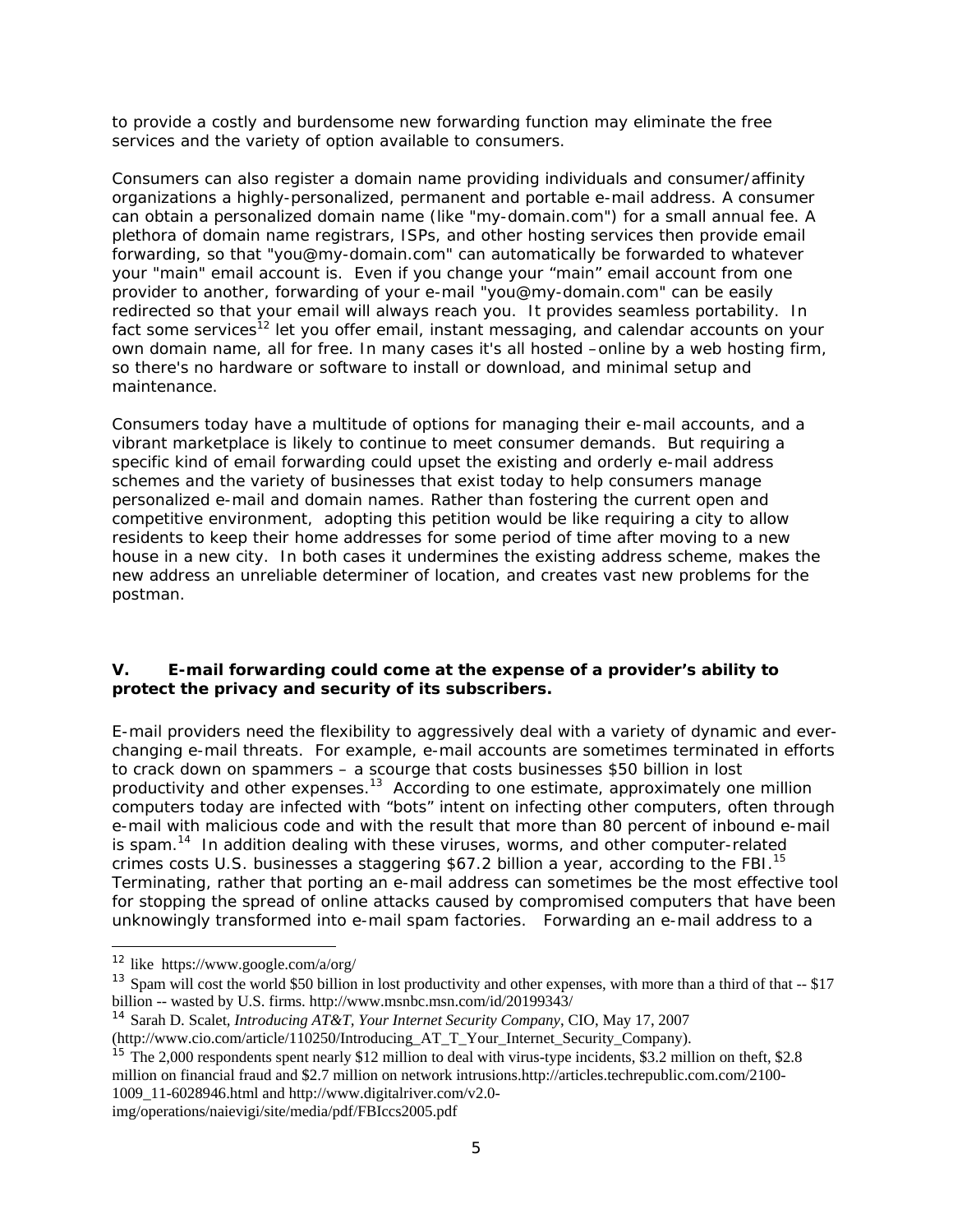to provide a costly and burdensome new forwarding function may eliminate the free services and the variety of option available to consumers.

Consumers can also register a domain name providing individuals and consumer/affinity organizations a highly-personalized, permanent and portable e-mail address. A consumer can obtain a personalized domain name (like "my-domain.com") for a small annual fee. A plethora of domain name registrars, ISPs, and other hosting services then provide email forwarding, so that "you@my-domain.com" can automatically be forwarded to whatever your "main" email account is. Even if you change your "main" email account from one provider to another, forwarding of your e-mail "you@my-domain.com" can be easily redirected so that your email will always reach you. It provides seamless portability. In fact some services[12] let you offer email, instant messaging, and calendar accounts on your own domain name, all for free. In many cases it's all hosted –online by a web hosting firm, so there's no hardware or software to install or download, and minimal setup and maintenance.

Consumers today have a multitude of options for managing their e-mail accounts, and a vibrant marketplace is likely to continue to meet consumer demands. But requiring a specific kind of email forwarding could upset the existing and orderly e-mail address schemes and the variety of businesses that exist today to help consumers manage personalized e-mail and domain names. Rather than fostering the current open and competitive environment, adopting this petition would be like requiring a city to allow residents to keep their home addresses for some period of time after moving to a new house in a new city. In both cases it undermines the existing address scheme, makes the new address an unreliable determiner of location, and creates vast new problems for the postman.

**V. E-mail forwarding could come at the expense of a provider's ability to protect the privacy and security of its subscribers.**

E-mail providers need the flexibility to aggressively deal with a variety of dynamic and ever-changing e-mail threats. For example, e-mail accounts are sometimes terminated in efforts to crack down on spammers – a scourge that costs businesses $50 billion in lost productivity and other expenses.[13] According to one estimate, approximately one million computers today are infected with "bots" intent on infecting other computers, often through e-mail with malicious code and with the result that more than 80 percent of inbound e-mail is spam.[14] In addition dealing with these viruses, worms, and other computer-related crimes costs U.S. businesses a staggering $67.2 billion a year, according to the FBI.[15] Terminating, rather that porting an e-mail address can sometimes be the most effective tool for stopping the spread of online attacks caused by compromised computers that have been unknowingly transformed into e-mail spam factories. Forwarding an e-mail address to a

---

[12] like https://www.google.com/a/org/

[13] Spam will cost the world $50 billion in lost productivity and other expenses, with more than a third of that -- $17 billion -- wasted by U.S. firms. http://www.msnbc.msn.com/id/20199343/

[14] Sarah D. Scalet, *Introducing AT&T, Your Internet Security Company*, CIO, May 17, 2007 (http://www.cio.com/article/110250/Introducing_AT_T_Your_Internet_Security_Company).

[15] The 2,000 respondents spent nearly $12 million to deal with virus-type incidents, $3.2 million on theft, $2.8 million on financial fraud and $2.7 million on network intrusions.http://articles.techrepublic.com.com/2100-1009_11-6028946.html and http://www.digitalriver.com/v2.0-img/operations/naievigi/site/media/pdf/FBIccs2005.pdf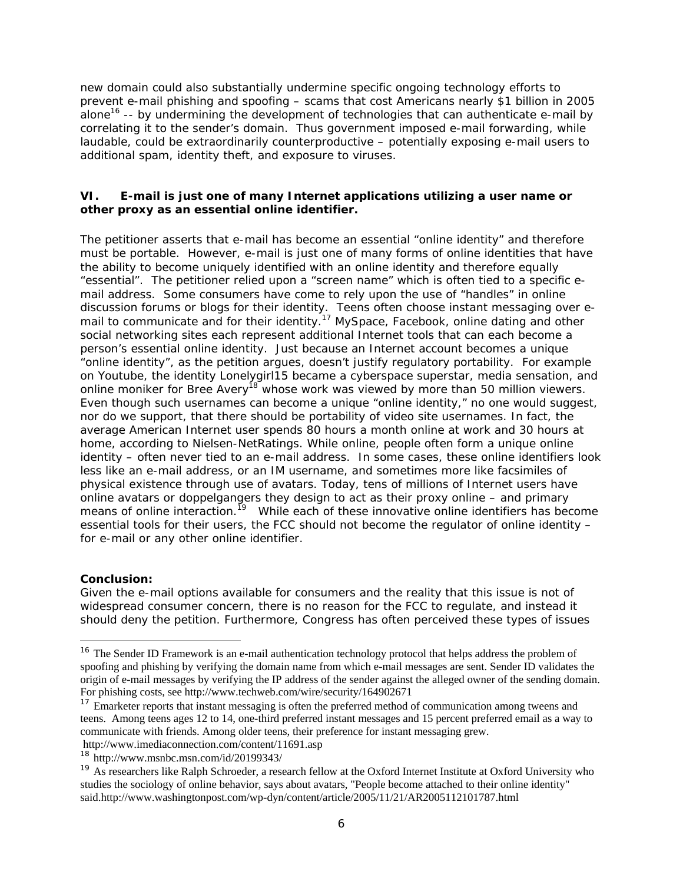new domain could also substantially undermine specific ongoing technology efforts to prevent e-mail phishing and spoofing – scams that cost Americans nearly $1 billion in 2005 alone[16] -- by undermining the development of technologies that can authenticate e-mail by correlating it to the sender's domain. Thus government imposed e-mail forwarding, while laudable, could be extraordinarily counterproductive – potentially exposing e-mail users to additional spam, identity theft, and exposure to viruses.

### VI. E-mail is just one of many Internet applications utilizing a user name or other proxy as an essential online identifier.

The petitioner asserts that e-mail has become an essential "online identity" and therefore must be portable. However, e-mail is just one of many forms of online identities that have the ability to become uniquely identified with an online identity and therefore equally "essential". The petitioner relied upon a "screen name" which is often tied to a specific e-mail address. Some consumers have come to rely upon the use of "handles" in online discussion forums or blogs for their identity. Teens often choose instant messaging over e-mail to communicate and for their identity.[17] MySpace, Facebook, online dating and other social networking sites each represent additional Internet tools that can each become a person's essential online identity. Just because an Internet account becomes a unique "online identity", as the petition argues, doesn't justify regulatory portability. For example on Youtube, the identity Lonelygirl15 became a cyberspace superstar, media sensation, and online moniker for Bree Avery[18] whose work was viewed by more than 50 million viewers. Even though such usernames can become a unique "online identity," no one would suggest, nor do we support, that there should be portability of video site usernames. In fact, the average American Internet user spends 80 hours a month online at work and 30 hours at home, according to Nielsen-NetRatings. While online, people often form a unique online identity – often never tied to an e-mail address. In some cases, these online identifiers look less like an e-mail address, or an IM username, and sometimes more like facsimiles of physical existence through use of avatars. Today, tens of millions of Internet users have online avatars or doppelgangers they design to act as their proxy online – and primary means of online interaction.[19] While each of these innovative online identifiers has become essential tools for their users, the FCC should not become the regulator of online identity – for e-mail or any other online identifier.

**Conclusion:**

Given the e-mail options available for consumers and the reality that this issue is not of widespread consumer concern, there is no reason for the FCC to regulate, and instead it should deny the petition. Furthermore, Congress has often perceived these types of issues

---

[16] The Sender ID Framework is an e-mail authentication technology protocol that helps address the problem of spoofing and phishing by verifying the domain name from which e-mail messages are sent. Sender ID validates the origin of e-mail messages by verifying the IP address of the sender against the alleged owner of the sending domain. For phishing costs, see http://www.techweb.com/wire/security/164902671

[17] Emarketer reports that instant messaging is often the preferred method of communication among tweens and teens. Among teens ages 12 to 14, one-third preferred instant messages and 15 percent preferred email as a way to communicate with friends. Among older teens, their preference for instant messaging grew. http://www.imediaconnection.com/content/11691.asp

[18] http://www.msnbc.msn.com/id/20199343/

[19] As researchers like Ralph Schroeder, a research fellow at the Oxford Internet Institute at Oxford University who studies the sociology of online behavior, says about avatars, "People become attached to their online identity" said.http://www.washingtonpost.com/wp-dyn/content/article/2005/11/21/AR2005112101787.html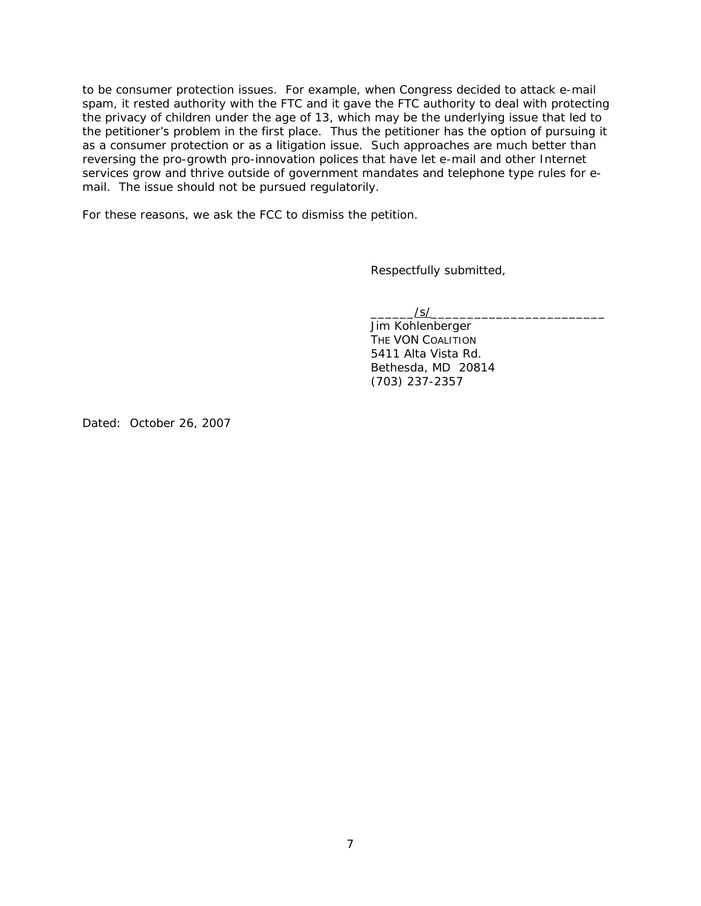to be consumer protection issues. For example, when Congress decided to attack e-mail spam, it rested authority with the FTC and it gave the FTC authority to deal with protecting the privacy of children under the age of 13, which may be the underlying issue that led to the petitioner's problem in the first place. Thus the petitioner has the option of pursuing it as a consumer protection or as a litigation issue. Such approaches are much better than reversing the pro-growth pro-innovation polices that have let e-mail and other Internet services grow and thrive outside of government mandates and telephone type rules for e-mail. The issue should not be pursued regulatorily.

For these reasons, we ask the FCC to dismiss the petition.

Respectfully submitted,

\_\_\_\_\_\_/s/\_\_\_\_\_\_\_\_\_\_\_\_\_\_\_\_\_\_\_\_\_\_\_\_\_\_
Jim Kohlenberger
THE VON COALITION
5411 Alta Vista Rd.
Bethesda, MD 20814
(703) 237-2357

Dated: October 26, 2007